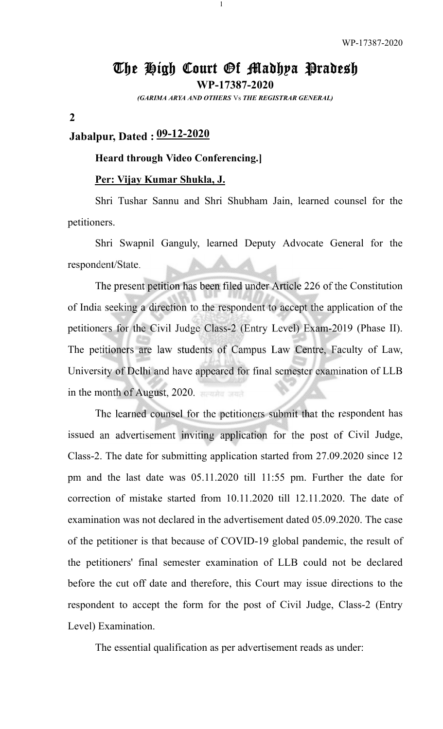# The High Court Of Madhya Pradesh

**WP-17387-2020**

*(GARIMA ARYA AND OTHERS* Vs *THE REGISTRAR GENERAL)*

**2**

**Jabalpur, Dated : 09-12-2020**

**Heard through Video Conferencing.]**

**Per: Vijay Kumar Shukla, J.**

Shri Tushar Sannu and Shri Shubham Jain, learned counsel for the petitioners.

Shri Swapnil Ganguly, learned Deputy Advocate General for the respondent/State.

The present petition has been filed under Article 226 of the Constitution of India seeking a direction to the respondent to accept the application of the petitioners for the Civil Judge Class-2 (Entry Level) Exam-2019 (Phase II). The petitioners are law students of Campus Law Centre, Faculty of Law, University of Delhi and have appeared for final semester examination of LLB in the month of August, 2020.

The learned counsel for the petitioners submit that the respondent has issued an advertisement inviting application for the post of Civil Judge, Class-2. The date for submitting application started from 27.09.2020 since 12 pm and the last date was 05.11.2020 till 11:55 pm. Further the date for correction of mistake started from 10.11.2020 till 12.11.2020. The date of examination was not declared in the advertisement dated 05.09.2020. The case of the petitioner is that because of COVID-19 global pandemic, the result of the petitioners' final semester examination of LLB could not be declared before the cut off date and therefore, this Court may issue directions to the respondent to accept the form for the post of Civil Judge, Class-2 (Entry Level) Examination.

The essential qualification as per advertisement reads as under: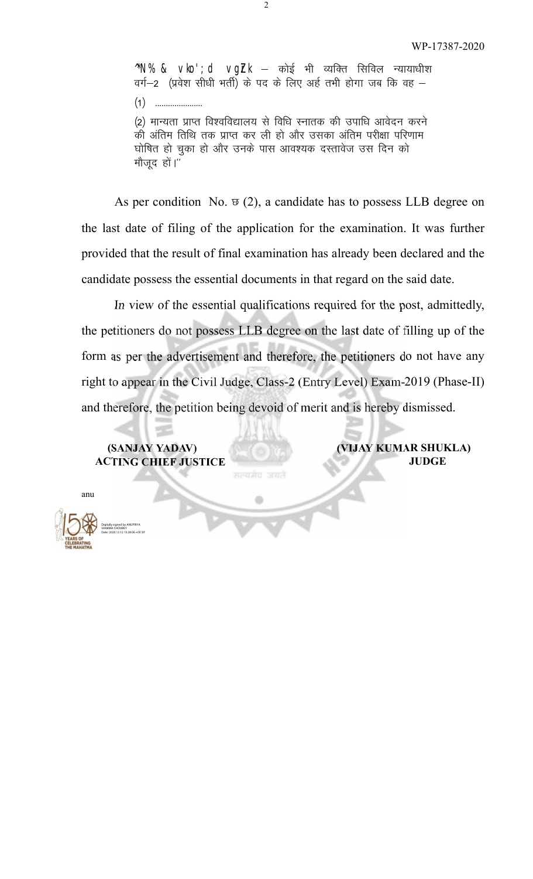WP-17387-2020

> "N% & vko';d vgZrk – कोई भी व्यक्ति सिविल न्यायाधीश वर्ग–2 (प्रवेश सीधी भर्ती) के पद के लिए अर्ह तभी होगा जब कि वह –
>
> (1) .......................
>
> (2) मान्यता प्राप्त विश्वविद्यालय से विधि स्नातक की उपाधि आवेदन करने की अंतिम तिथि तक प्राप्त कर ली हो और उसका अंतिम परीक्षा परिणाम घोषित हो चुका हो और उनके पास आवश्यक दस्तावेज उस दिन को मौजूद हों।"

As per condition No. छ (2), a candidate has to possess LLB degree on the last date of filing of the application for the examination. It was further provided that the result of final examination has already been declared and the candidate possess the essential documents in that regard on the said date.

In view of the essential qualifications required for the post, admittedly, the petitioners do not possess LLB degree on the last date of filling up of the form as per the advertisement and therefore, the petitioners do not have any right to appear in the Civil Judge, Class-2 (Entry Level) Exam-2019 (Phase-II) and therefore, the petition being devoid of merit and is hereby dismissed.

**(SANJAY YADAV)**
**ACTING CHIEF JUSTICE**

**(VIJAY KUMAR SHUKLA)**
**JUDGE**

anu